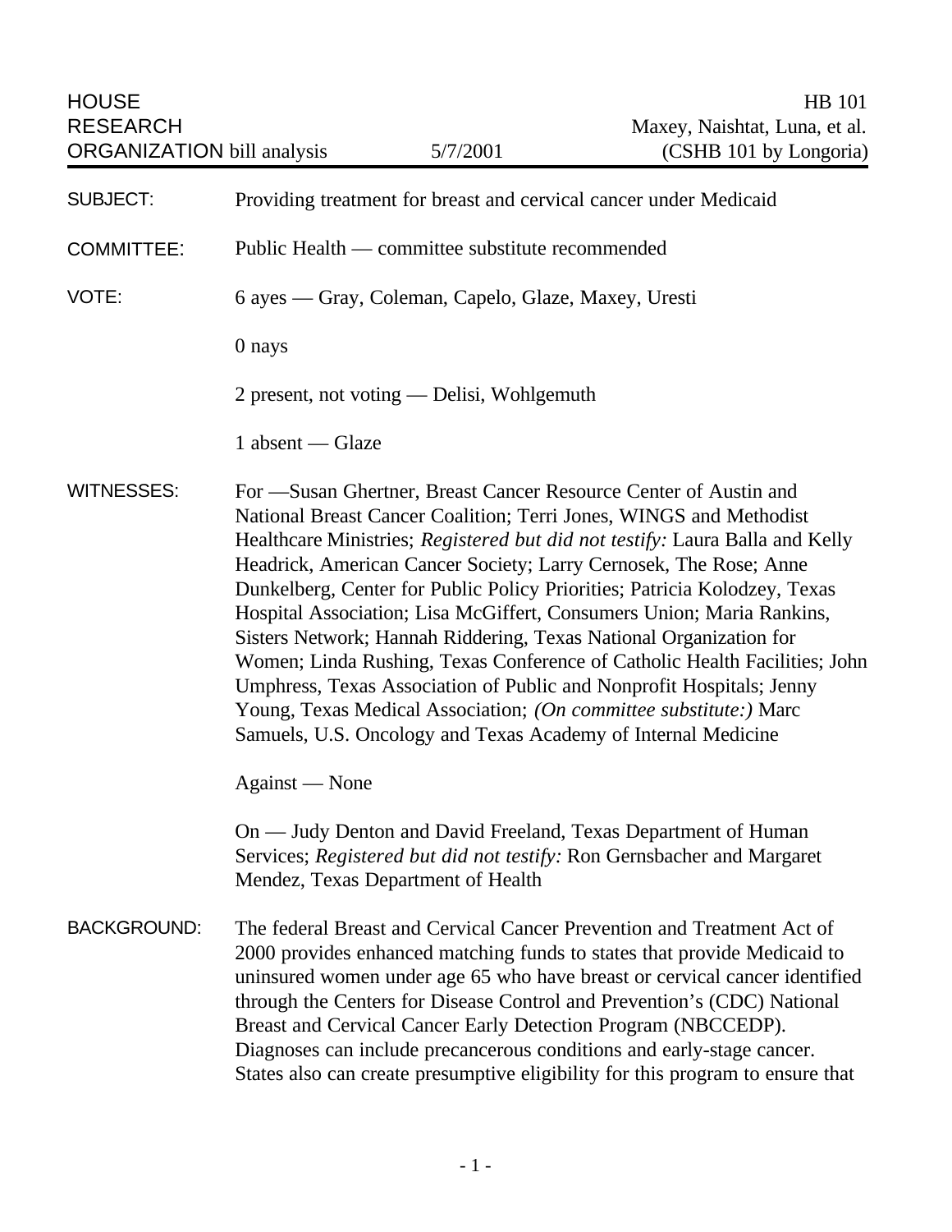HOUSE RESEARCH ORGANIZATION bill analysis — 5/7/2001

HB 101
Maxey, Naishtat, Luna, et al.
(CSHB 101 by Longoria)

**SUBJECT:** Providing treatment for breast and cervical cancer under Medicaid

**COMMITTEE:** Public Health — committee substitute recommended

**VOTE:** 6 ayes — Gray, Coleman, Capelo, Glaze, Maxey, Uresti

0 nays

2 present, not voting — Delisi, Wohlgemuth

1 absent — Glaze

**WITNESSES:** For —Susan Ghertner, Breast Cancer Resource Center of Austin and National Breast Cancer Coalition; Terri Jones, WINGS and Methodist Healthcare Ministries; *Registered but did not testify:* Laura Balla and Kelly Headrick, American Cancer Society; Larry Cernosek, The Rose; Anne Dunkelberg, Center for Public Policy Priorities; Patricia Kolodzey, Texas Hospital Association; Lisa McGiffert, Consumers Union; Maria Rankins, Sisters Network; Hannah Riddering, Texas National Organization for Women; Linda Rushing, Texas Conference of Catholic Health Facilities; John Umphress, Texas Association of Public and Nonprofit Hospitals; Jenny Young, Texas Medical Association; *(On committee substitute:)* Marc Samuels, U.S. Oncology and Texas Academy of Internal Medicine

Against — None

On — Judy Denton and David Freeland, Texas Department of Human Services; *Registered but did not testify:* Ron Gernsbacher and Margaret Mendez, Texas Department of Health

**BACKGROUND:** The federal Breast and Cervical Cancer Prevention and Treatment Act of 2000 provides enhanced matching funds to states that provide Medicaid to uninsured women under age 65 who have breast or cervical cancer identified through the Centers for Disease Control and Prevention's (CDC) National Breast and Cervical Cancer Early Detection Program (NBCCEDP). Diagnoses can include precancerous conditions and early-stage cancer. States also can create presumptive eligibility for this program to ensure that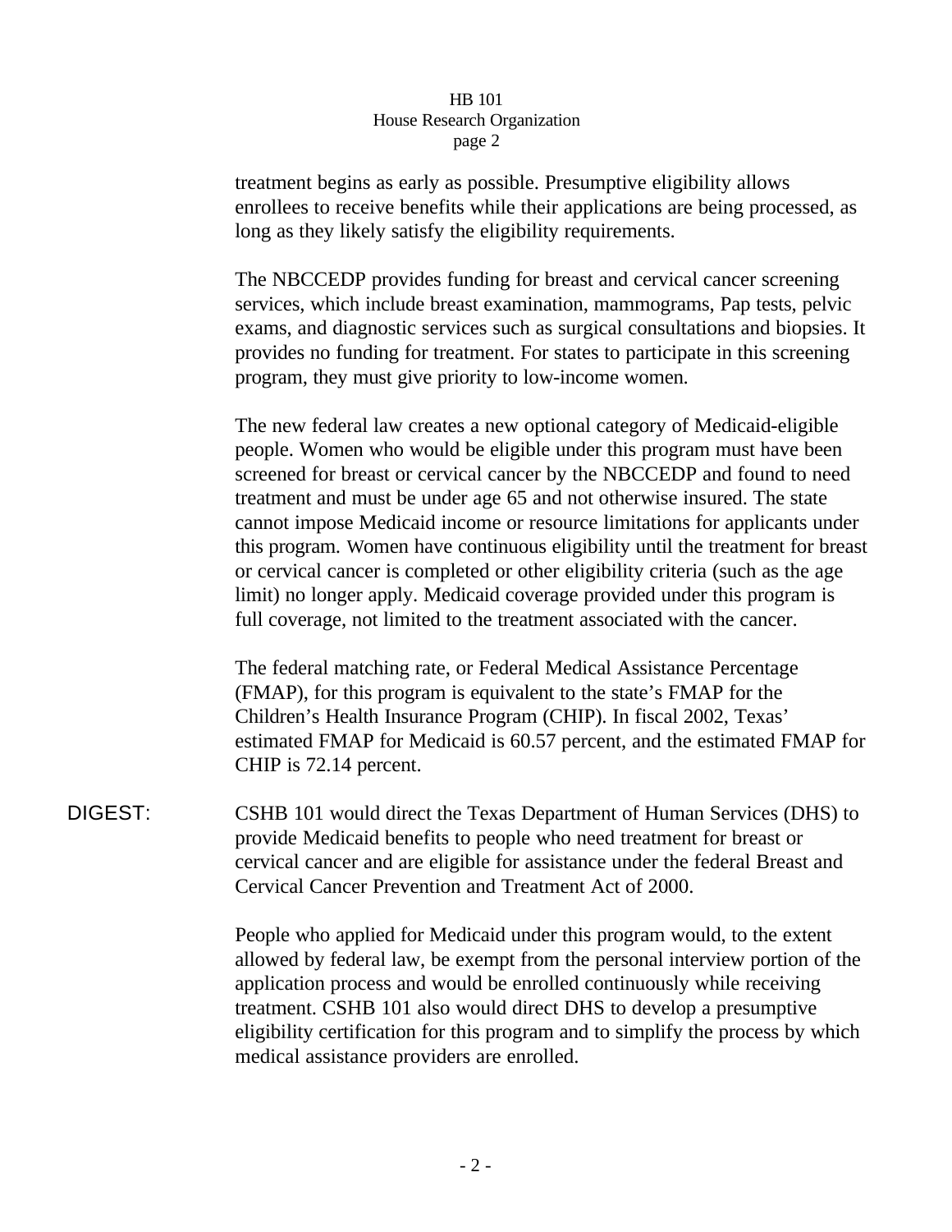treatment begins as early as possible. Presumptive eligibility allows enrollees to receive benefits while their applications are being processed, as long as they likely satisfy the eligibility requirements.

The NBCCEDP provides funding for breast and cervical cancer screening services, which include breast examination, mammograms, Pap tests, pelvic exams, and diagnostic services such as surgical consultations and biopsies. It provides no funding for treatment. For states to participate in this screening program, they must give priority to low-income women.

The new federal law creates a new optional category of Medicaid-eligible people. Women who would be eligible under this program must have been screened for breast or cervical cancer by the NBCCEDP and found to need treatment and must be under age 65 and not otherwise insured. The state cannot impose Medicaid income or resource limitations for applicants under this program. Women have continuous eligibility until the treatment for breast or cervical cancer is completed or other eligibility criteria (such as the age limit) no longer apply. Medicaid coverage provided under this program is full coverage, not limited to the treatment associated with the cancer.

The federal matching rate, or Federal Medical Assistance Percentage (FMAP), for this program is equivalent to the state's FMAP for the Children's Health Insurance Program (CHIP). In fiscal 2002, Texas' estimated FMAP for Medicaid is 60.57 percent, and the estimated FMAP for CHIP is 72.14 percent.

DIGEST: CSHB 101 would direct the Texas Department of Human Services (DHS) to provide Medicaid benefits to people who need treatment for breast or cervical cancer and are eligible for assistance under the federal Breast and Cervical Cancer Prevention and Treatment Act of 2000.

People who applied for Medicaid under this program would, to the extent allowed by federal law, be exempt from the personal interview portion of the application process and would be enrolled continuously while receiving treatment. CSHB 101 also would direct DHS to develop a presumptive eligibility certification for this program and to simplify the process by which medical assistance providers are enrolled.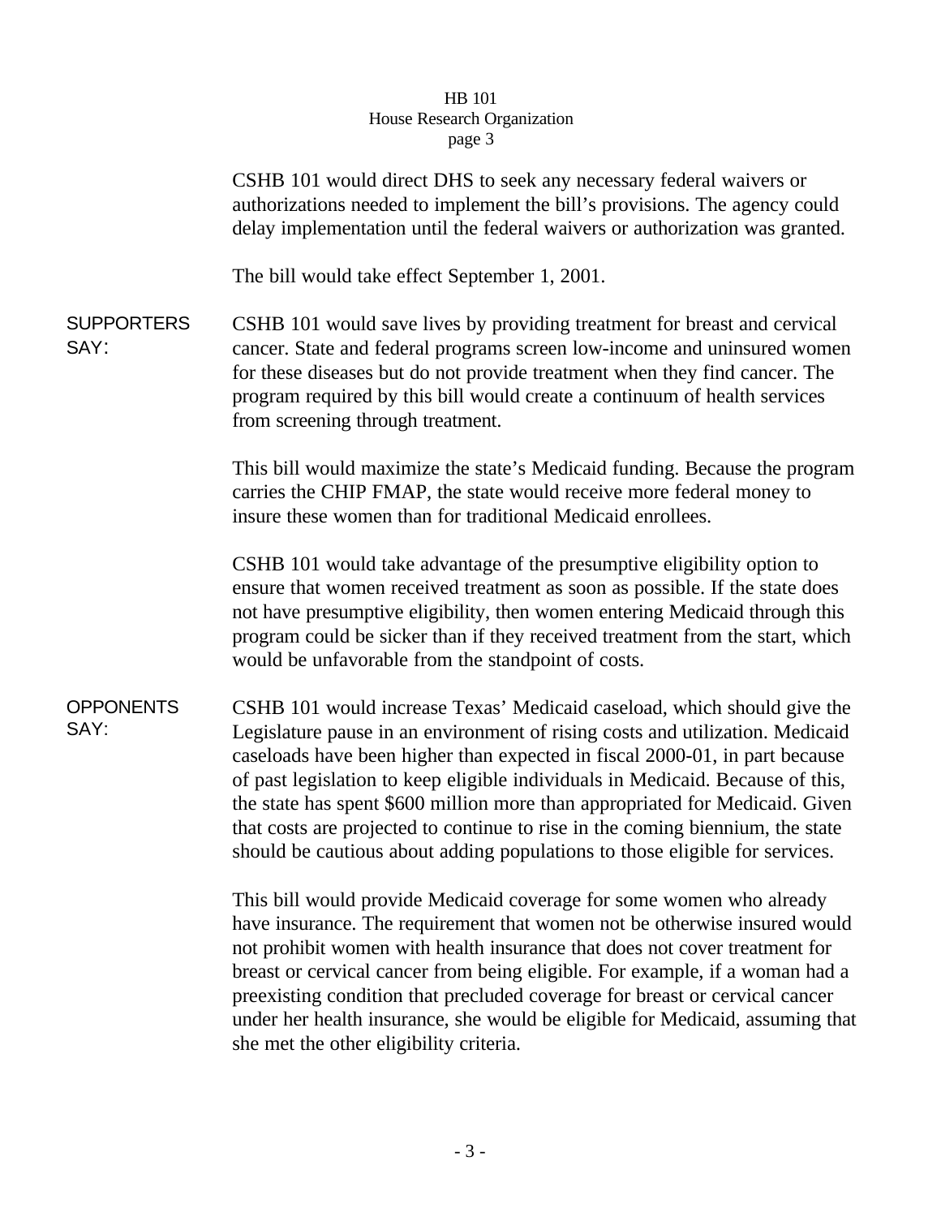CSHB 101 would direct DHS to seek any necessary federal waivers or authorizations needed to implement the bill's provisions. The agency could delay implementation until the federal waivers or authorization was granted.

The bill would take effect September 1, 2001.

**SUPPORTERS SAY:**

CSHB 101 would save lives by providing treatment for breast and cervical cancer. State and federal programs screen low-income and uninsured women for these diseases but do not provide treatment when they find cancer. The program required by this bill would create a continuum of health services from screening through treatment.

This bill would maximize the state's Medicaid funding. Because the program carries the CHIP FMAP, the state would receive more federal money to insure these women than for traditional Medicaid enrollees.

CSHB 101 would take advantage of the presumptive eligibility option to ensure that women received treatment as soon as possible. If the state does not have presumptive eligibility, then women entering Medicaid through this program could be sicker than if they received treatment from the start, which would be unfavorable from the standpoint of costs.

**OPPONENTS SAY:**

CSHB 101 would increase Texas' Medicaid caseload, which should give the Legislature pause in an environment of rising costs and utilization. Medicaid caseloads have been higher than expected in fiscal 2000-01, in part because of past legislation to keep eligible individuals in Medicaid. Because of this, the state has spent $600 million more than appropriated for Medicaid. Given that costs are projected to continue to rise in the coming biennium, the state should be cautious about adding populations to those eligible for services.

This bill would provide Medicaid coverage for some women who already have insurance. The requirement that women not be otherwise insured would not prohibit women with health insurance that does not cover treatment for breast or cervical cancer from being eligible. For example, if a woman had a preexisting condition that precluded coverage for breast or cervical cancer under her health insurance, she would be eligible for Medicaid, assuming that she met the other eligibility criteria.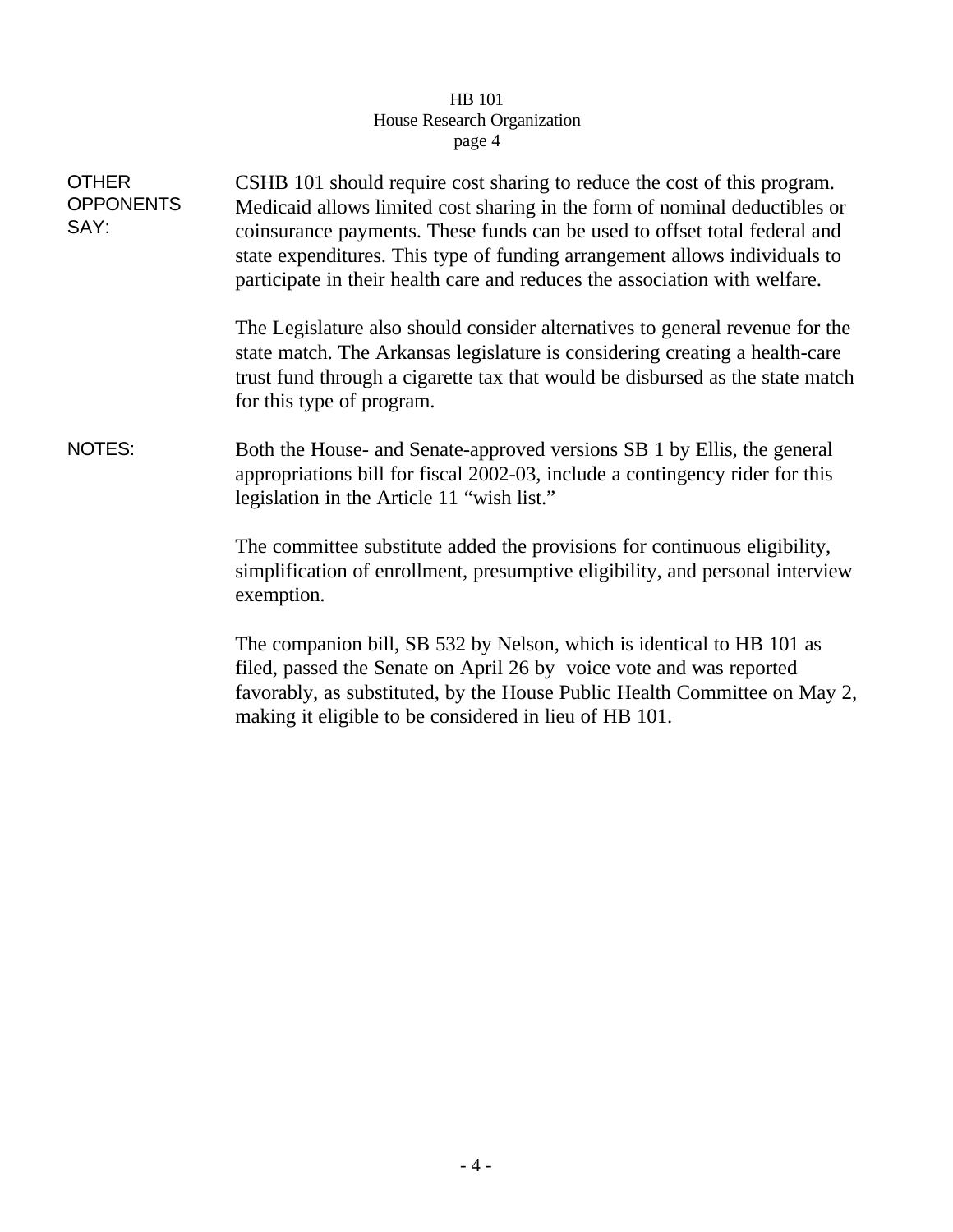**OTHER OPPONENTS SAY:**

CSHB 101 should require cost sharing to reduce the cost of this program. Medicaid allows limited cost sharing in the form of nominal deductibles or coinsurance payments. These funds can be used to offset total federal and state expenditures. This type of funding arrangement allows individuals to participate in their health care and reduces the association with welfare.

The Legislature also should consider alternatives to general revenue for the state match. The Arkansas legislature is considering creating a health-care trust fund through a cigarette tax that would be disbursed as the state match for this type of program.

**NOTES:**

Both the House- and Senate-approved versions SB 1 by Ellis, the general appropriations bill for fiscal 2002-03, include a contingency rider for this legislation in the Article 11 "wish list."

The committee substitute added the provisions for continuous eligibility, simplification of enrollment, presumptive eligibility, and personal interview exemption.

The companion bill, SB 532 by Nelson, which is identical to HB 101 as filed, passed the Senate on April 26 by voice vote and was reported favorably, as substituted, by the House Public Health Committee on May 2, making it eligible to be considered in lieu of HB 101.